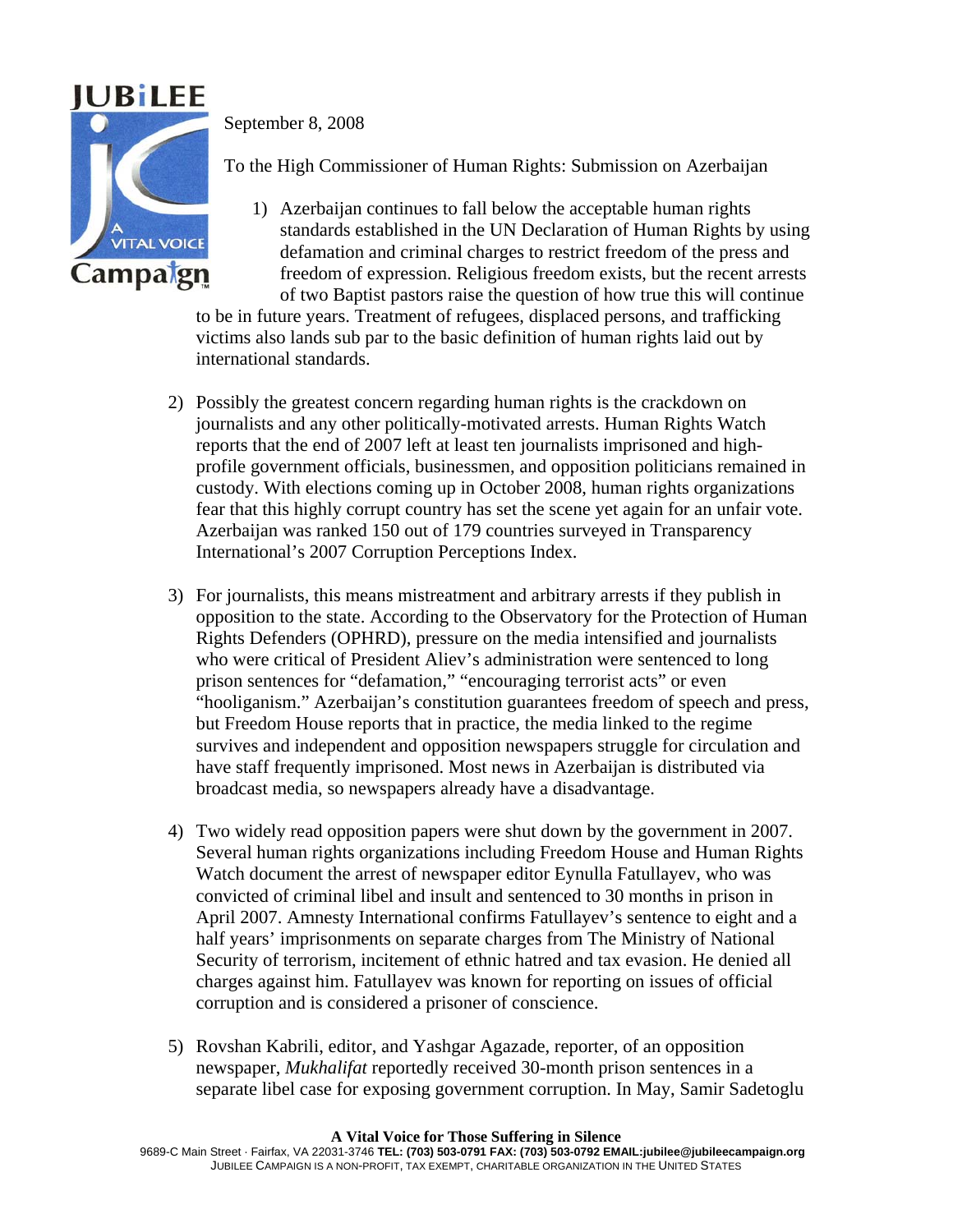September 8, 2008

To the High Commissioner of Human Rights: Submission on Azerbaijan

1) Azerbaijan continues to fall below the acceptable human rights standards established in the UN Declaration of Human Rights by using defamation and criminal charges to restrict freedom of the press and freedom of expression. Religious freedom exists, but the recent arrests of two Baptist pastors raise the question of how true this will continue to be in future years. Treatment of refugees, displaced persons, and trafficking victims also lands sub par to the basic definition of human rights laid out by international standards.

2) Possibly the greatest concern regarding human rights is the crackdown on journalists and any other politically-motivated arrests. Human Rights Watch reports that the end of 2007 left at least ten journalists imprisoned and high-profile government officials, businessmen, and opposition politicians remained in custody. With elections coming up in October 2008, human rights organizations fear that this highly corrupt country has set the scene yet again for an unfair vote. Azerbaijan was ranked 150 out of 179 countries surveyed in Transparency International's 2007 Corruption Perceptions Index.

3) For journalists, this means mistreatment and arbitrary arrests if they publish in opposition to the state. According to the Observatory for the Protection of Human Rights Defenders (OPHRD), pressure on the media intensified and journalists who were critical of President Aliev's administration were sentenced to long prison sentences for "defamation," "encouraging terrorist acts" or even "hooliganism." Azerbaijan's constitution guarantees freedom of speech and press, but Freedom House reports that in practice, the media linked to the regime survives and independent and opposition newspapers struggle for circulation and have staff frequently imprisoned. Most news in Azerbaijan is distributed via broadcast media, so newspapers already have a disadvantage.

4) Two widely read opposition papers were shut down by the government in 2007. Several human rights organizations including Freedom House and Human Rights Watch document the arrest of newspaper editor Eynulla Fatullayev, who was convicted of criminal libel and insult and sentenced to 30 months in prison in April 2007. Amnesty International confirms Fatullayev's sentence to eight and a half years' imprisonments on separate charges from The Ministry of National Security of terrorism, incitement of ethnic hatred and tax evasion. He denied all charges against him. Fatullayev was known for reporting on issues of official corruption and is considered a prisoner of conscience.

5) Rovshan Kabrili, editor, and Yashgar Agazade, reporter, of an opposition newspaper, *Mukhalifat* reportedly received 30-month prison sentences in a separate libel case for exposing government corruption. In May, Samir Sadetoglu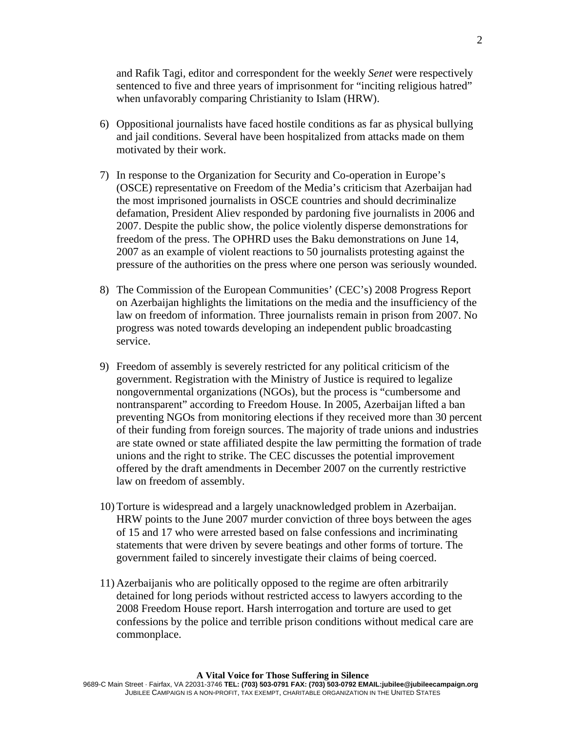and Rafik Tagi, editor and correspondent for the weekly *Senet* were respectively sentenced to five and three years of imprisonment for "inciting religious hatred" when unfavorably comparing Christianity to Islam (HRW).

6) Oppositional journalists have faced hostile conditions as far as physical bullying and jail conditions. Several have been hospitalized from attacks made on them motivated by their work.

7) In response to the Organization for Security and Co-operation in Europe's (OSCE) representative on Freedom of the Media's criticism that Azerbaijan had the most imprisoned journalists in OSCE countries and should decriminalize defamation, President Aliev responded by pardoning five journalists in 2006 and 2007. Despite the public show, the police violently disperse demonstrations for freedom of the press. The OPHRD uses the Baku demonstrations on June 14, 2007 as an example of violent reactions to 50 journalists protesting against the pressure of the authorities on the press where one person was seriously wounded.

8) The Commission of the European Communities' (CEC's) 2008 Progress Report on Azerbaijan highlights the limitations on the media and the insufficiency of the law on freedom of information. Three journalists remain in prison from 2007. No progress was noted towards developing an independent public broadcasting service.

9) Freedom of assembly is severely restricted for any political criticism of the government. Registration with the Ministry of Justice is required to legalize nongovernmental organizations (NGOs), but the process is "cumbersome and nontransparent" according to Freedom House. In 2005, Azerbaijan lifted a ban preventing NGOs from monitoring elections if they received more than 30 percent of their funding from foreign sources. The majority of trade unions and industries are state owned or state affiliated despite the law permitting the formation of trade unions and the right to strike. The CEC discusses the potential improvement offered by the draft amendments in December 2007 on the currently restrictive law on freedom of assembly.

10) Torture is widespread and a largely unacknowledged problem in Azerbaijan. HRW points to the June 2007 murder conviction of three boys between the ages of 15 and 17 who were arrested based on false confessions and incriminating statements that were driven by severe beatings and other forms of torture. The government failed to sincerely investigate their claims of being coerced.

11) Azerbaijanis who are politically opposed to the regime are often arbitrarily detained for long periods without restricted access to lawyers according to the 2008 Freedom House report. Harsh interrogation and torture are used to get confessions by the police and terrible prison conditions without medical care are commonplace.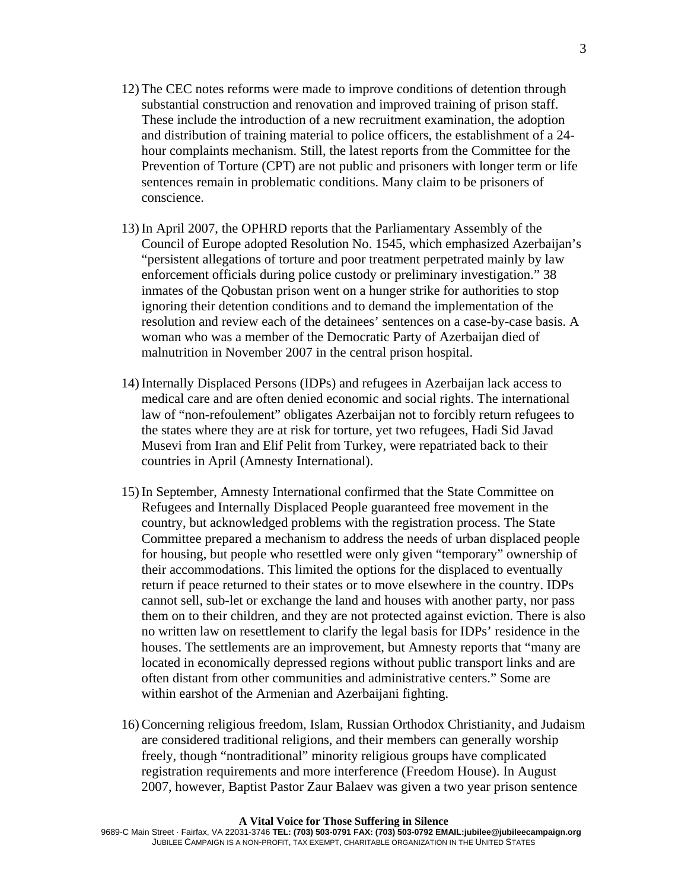12) The CEC notes reforms were made to improve conditions of detention through substantial construction and renovation and improved training of prison staff. These include the introduction of a new recruitment examination, the adoption and distribution of training material to police officers, the establishment of a 24-hour complaints mechanism. Still, the latest reports from the Committee for the Prevention of Torture (CPT) are not public and prisoners with longer term or life sentences remain in problematic conditions. Many claim to be prisoners of conscience.

13) In April 2007, the OPHRD reports that the Parliamentary Assembly of the Council of Europe adopted Resolution No. 1545, which emphasized Azerbaijan's "persistent allegations of torture and poor treatment perpetrated mainly by law enforcement officials during police custody or preliminary investigation." 38 inmates of the Qobustan prison went on a hunger strike for authorities to stop ignoring their detention conditions and to demand the implementation of the resolution and review each of the detainees' sentences on a case-by-case basis. A woman who was a member of the Democratic Party of Azerbaijan died of malnutrition in November 2007 in the central prison hospital.

14) Internally Displaced Persons (IDPs) and refugees in Azerbaijan lack access to medical care and are often denied economic and social rights. The international law of "non-refoulement" obligates Azerbaijan not to forcibly return refugees to the states where they are at risk for torture, yet two refugees, Hadi Sid Javad Musevi from Iran and Elif Pelit from Turkey, were repatriated back to their countries in April (Amnesty International).

15) In September, Amnesty International confirmed that the State Committee on Refugees and Internally Displaced People guaranteed free movement in the country, but acknowledged problems with the registration process. The State Committee prepared a mechanism to address the needs of urban displaced people for housing, but people who resettled were only given "temporary" ownership of their accommodations. This limited the options for the displaced to eventually return if peace returned to their states or to move elsewhere in the country. IDPs cannot sell, sub-let or exchange the land and houses with another party, nor pass them on to their children, and they are not protected against eviction. There is also no written law on resettlement to clarify the legal basis for IDPs' residence in the houses. The settlements are an improvement, but Amnesty reports that "many are located in economically depressed regions without public transport links and are often distant from other communities and administrative centers." Some are within earshot of the Armenian and Azerbaijani fighting.

16) Concerning religious freedom, Islam, Russian Orthodox Christianity, and Judaism are considered traditional religions, and their members can generally worship freely, though "nontraditional" minority religious groups have complicated registration requirements and more interference (Freedom House). In August 2007, however, Baptist Pastor Zaur Balaev was given a two year prison sentence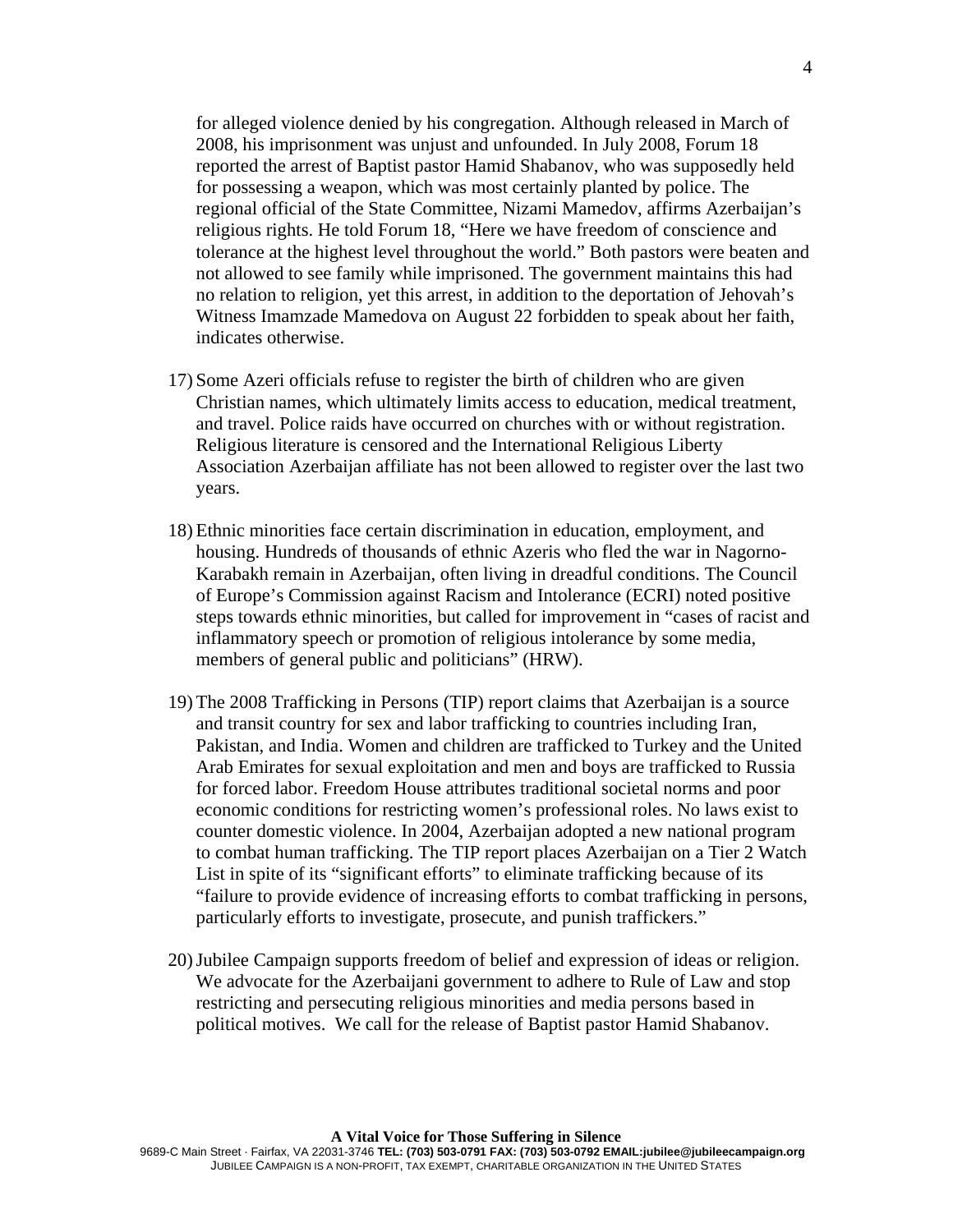for alleged violence denied by his congregation. Although released in March of 2008, his imprisonment was unjust and unfounded. In July 2008, Forum 18 reported the arrest of Baptist pastor Hamid Shabanov, who was supposedly held for possessing a weapon, which was most certainly planted by police. The regional official of the State Committee, Nizami Mamedov, affirms Azerbaijan's religious rights. He told Forum 18, "Here we have freedom of conscience and tolerance at the highest level throughout the world." Both pastors were beaten and not allowed to see family while imprisoned. The government maintains this had no relation to religion, yet this arrest, in addition to the deportation of Jehovah's Witness Imamzade Mamedova on August 22 forbidden to speak about her faith, indicates otherwise.

17) Some Azeri officials refuse to register the birth of children who are given Christian names, which ultimately limits access to education, medical treatment, and travel. Police raids have occurred on churches with or without registration. Religious literature is censored and the International Religious Liberty Association Azerbaijan affiliate has not been allowed to register over the last two years.

18) Ethnic minorities face certain discrimination in education, employment, and housing. Hundreds of thousands of ethnic Azeris who fled the war in Nagorno-Karabakh remain in Azerbaijan, often living in dreadful conditions. The Council of Europe's Commission against Racism and Intolerance (ECRI) noted positive steps towards ethnic minorities, but called for improvement in "cases of racist and inflammatory speech or promotion of religious intolerance by some media, members of general public and politicians" (HRW).

19) The 2008 Trafficking in Persons (TIP) report claims that Azerbaijan is a source and transit country for sex and labor trafficking to countries including Iran, Pakistan, and India. Women and children are trafficked to Turkey and the United Arab Emirates for sexual exploitation and men and boys are trafficked to Russia for forced labor. Freedom House attributes traditional societal norms and poor economic conditions for restricting women's professional roles. No laws exist to counter domestic violence. In 2004, Azerbaijan adopted a new national program to combat human trafficking. The TIP report places Azerbaijan on a Tier 2 Watch List in spite of its "significant efforts" to eliminate trafficking because of its "failure to provide evidence of increasing efforts to combat trafficking in persons, particularly efforts to investigate, prosecute, and punish traffickers."

20) Jubilee Campaign supports freedom of belief and expression of ideas or religion. We advocate for the Azerbaijani government to adhere to Rule of Law and stop restricting and persecuting religious minorities and media persons based in political motives. We call for the release of Baptist pastor Hamid Shabanov.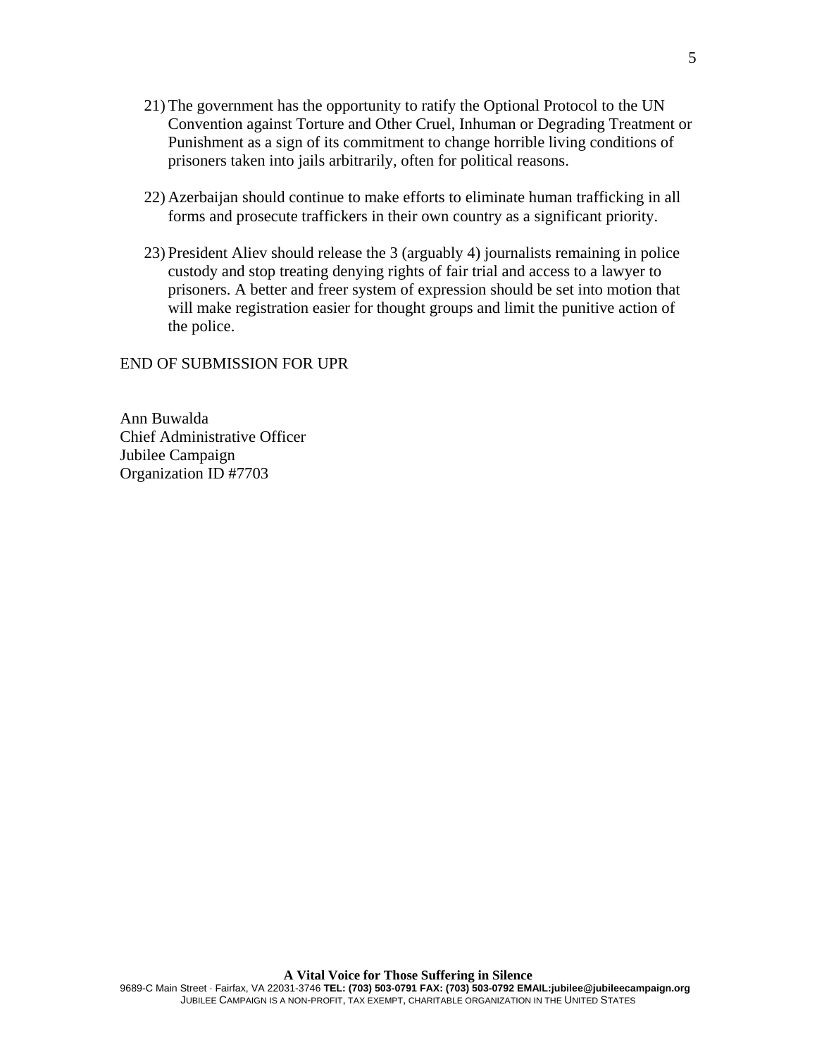21) The government has the opportunity to ratify the Optional Protocol to the UN Convention against Torture and Other Cruel, Inhuman or Degrading Treatment or Punishment as a sign of its commitment to change horrible living conditions of prisoners taken into jails arbitrarily, often for political reasons.

22) Azerbaijan should continue to make efforts to eliminate human trafficking in all forms and prosecute traffickers in their own country as a significant priority.

23) President Aliev should release the 3 (arguably 4) journalists remaining in police custody and stop treating denying rights of fair trial and access to a lawyer to prisoners. A better and freer system of expression should be set into motion that will make registration easier for thought groups and limit the punitive action of the police.

END OF SUBMISSION FOR UPR

Ann Buwalda
Chief Administrative Officer
Jubilee Campaign
Organization ID #7703

**A Vital Voice for Those Suffering in Silence**
9689-C Main Street · Fairfax, VA 22031-3746 **TEL: (703) 503-0791 FAX: (703) 503-0792 EMAIL:jubilee@jubileecampaign.org**
JUBILEE CAMPAIGN IS A NON-PROFIT, TAX EXEMPT, CHARITABLE ORGANIZATION IN THE UNITED STATES